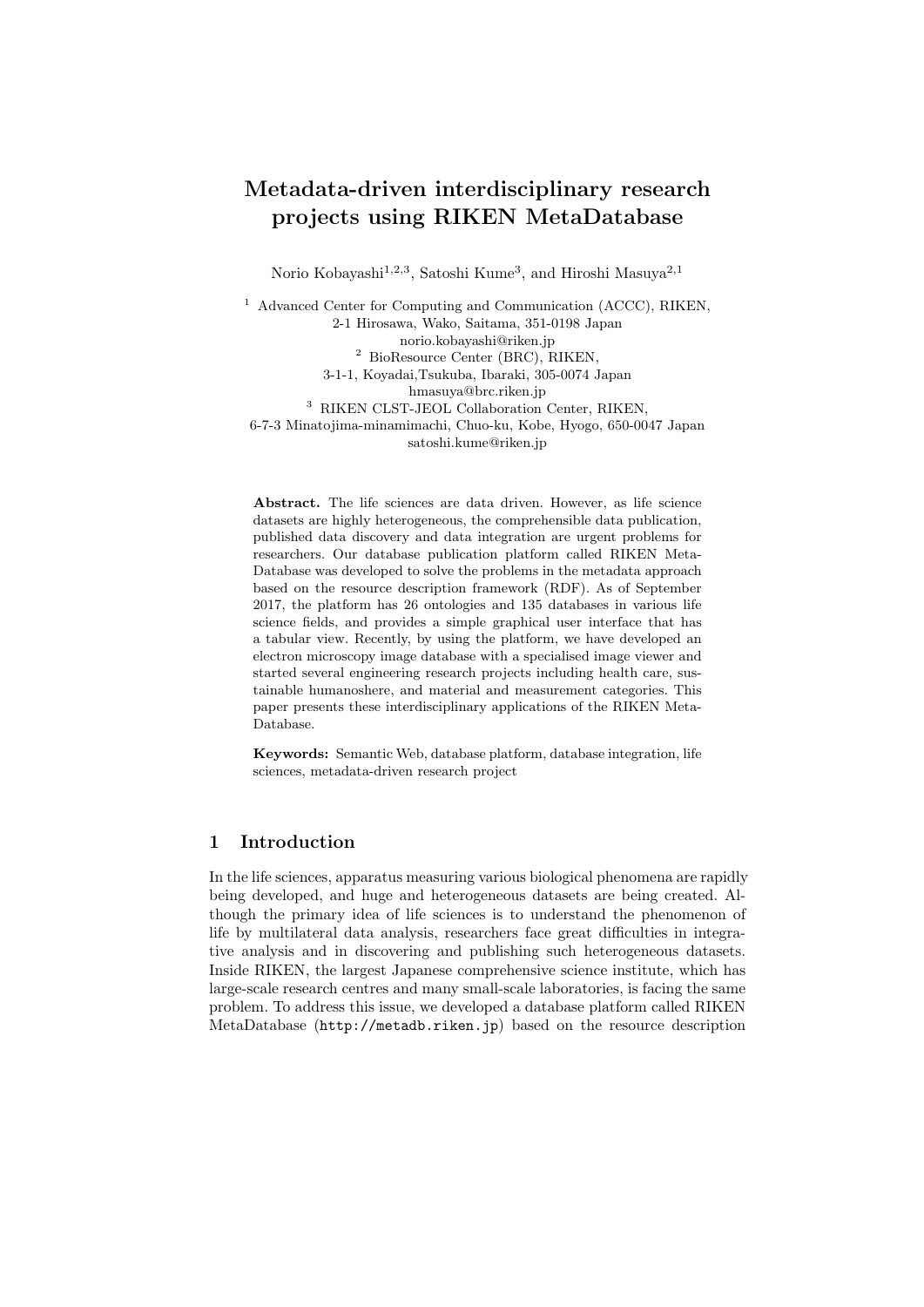# Metadata-driven interdisciplinary research projects using RIKEN MetaDatabase

Norio Kobayashi[1,2,3], Satoshi Kume[3], and Hiroshi Masuya[2,1]

[1] Advanced Center for Computing and Communication (ACCC), RIKEN,
2-1 Hirosawa, Wako, Saitama, 351-0198 Japan
norio.kobayashi@riken.jp

[2] BioResource Center (BRC), RIKEN,
3-1-1, Koyadai,Tsukuba, Ibaraki, 305-0074 Japan
hmasuya@brc.riken.jp

[3] RIKEN CLST-JEOL Collaboration Center, RIKEN,
6-7-3 Minatojima-minamimachi, Chuo-ku, Kobe, Hyogo, 650-0047 Japan
satoshi.kume@riken.jp

**Abstract.** The life sciences are data driven. However, as life science datasets are highly heterogeneous, the comprehensible data publication, published data discovery and data integration are urgent problems for researchers. Our database publication platform called RIKEN MetaDatabase was developed to solve the problems in the metadata approach based on the resource description framework (RDF). As of September 2017, the platform has 26 ontologies and 135 databases in various life science fields, and provides a simple graphical user interface that has a tabular view. Recently, by using the platform, we have developed an electron microscopy image database with a specialised image viewer and started several engineering research projects including health care, sustainable humanoshere, and material and measurement categories. This paper presents these interdisciplinary applications of the RIKEN MetaDatabase.

**Keywords:** Semantic Web, database platform, database integration, life sciences, metadata-driven research project

## 1 Introduction

In the life sciences, apparatus measuring various biological phenomena are rapidly being developed, and huge and heterogeneous datasets are being created. Although the primary idea of life sciences is to understand the phenomenon of life by multilateral data analysis, researchers face great difficulties in integrative analysis and in discovering and publishing such heterogeneous datasets. Inside RIKEN, the largest Japanese comprehensive science institute, which has large-scale research centres and many small-scale laboratories, is facing the same problem. To address this issue, we developed a database platform called RIKEN MetaDatabase (`http://metadb.riken.jp`) based on the resource description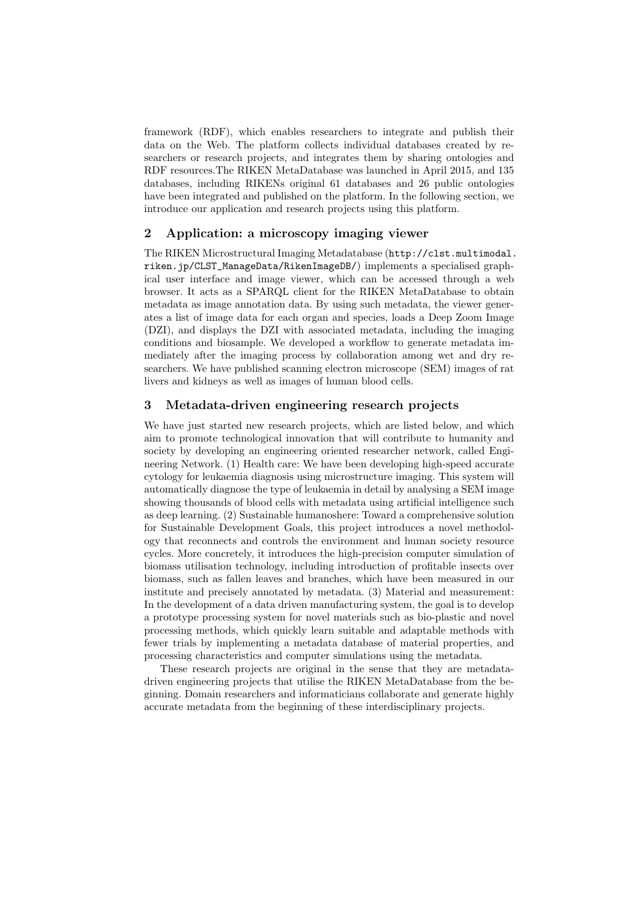framework (RDF), which enables researchers to integrate and publish their data on the Web. The platform collects individual databases created by researchers or research projects, and integrates them by sharing ontologies and RDF resources.The RIKEN MetaDatabase was launched in April 2015, and 135 databases, including RIKENs original 61 databases and 26 public ontologies have been integrated and published on the platform. In the following section, we introduce our application and research projects using this platform.

## 2 Application: a microscopy imaging viewer

The RIKEN Microstructural Imaging Metadatabase (`http://clst.multimodal.riken.jp/CLST_ManageData/RikenImageDB/`) implements a specialised graphical user interface and image viewer, which can be accessed through a web browser. It acts as a SPARQL client for the RIKEN MetaDatabase to obtain metadata as image annotation data. By using such metadata, the viewer generates a list of image data for each organ and species, loads a Deep Zoom Image (DZI), and displays the DZI with associated metadata, including the imaging conditions and biosample. We developed a workflow to generate metadata immediately after the imaging process by collaboration among wet and dry researchers. We have published scanning electron microscope (SEM) images of rat livers and kidneys as well as images of human blood cells.

## 3 Metadata-driven engineering research projects

We have just started new research projects, which are listed below, and which aim to promote technological innovation that will contribute to humanity and society by developing an engineering oriented researcher network, called Engineering Network. (1) Health care: We have been developing high-speed accurate cytology for leukaemia diagnosis using microstructure imaging. This system will automatically diagnose the type of leukaemia in detail by analysing a SEM image showing thousands of blood cells with metadata using artificial intelligence such as deep learning. (2) Sustainable humanoshere: Toward a comprehensive solution for Sustainable Development Goals, this project introduces a novel methodology that reconnects and controls the environment and human society resource cycles. More concretely, it introduces the high-precision computer simulation of biomass utilisation technology, including introduction of profitable insects over biomass, such as fallen leaves and branches, which have been measured in our institute and precisely annotated by metadata. (3) Material and measurement: In the development of a data driven manufacturing system, the goal is to develop a prototype processing system for novel materials such as bio-plastic and novel processing methods, which quickly learn suitable and adaptable methods with fewer trials by implementing a metadata database of material properties, and processing characteristics and computer simulations using the metadata.

These research projects are original in the sense that they are metadata-driven engineering projects that utilise the RIKEN MetaDatabase from the beginning. Domain researchers and informaticians collaborate and generate highly accurate metadata from the beginning of these interdisciplinary projects.